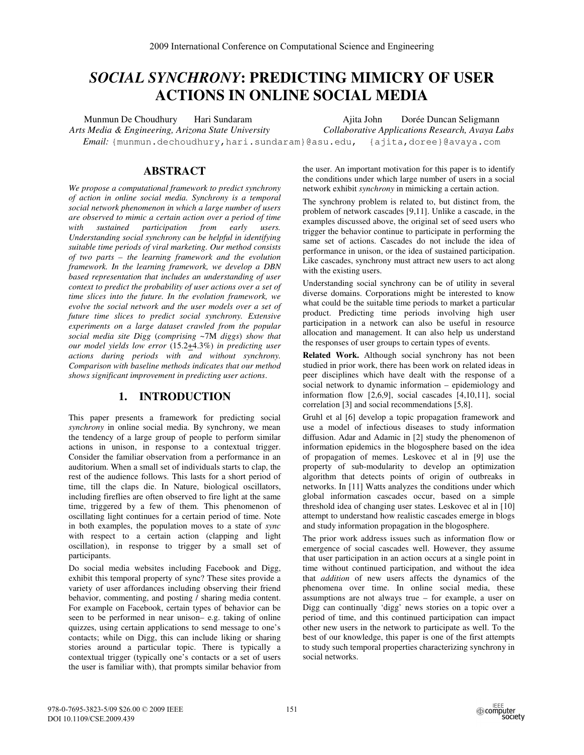# *SOCIAL SYNCHRONY*: PREDICTING MIMICRY OF USER ACTIONS IN ONLINE SOCIAL MEDIA

Munmun De Choudhury  Hari Sundaram
*Arts Media & Engineering, Arizona State University*

Ajita John  Dorée Duncan Seligmann
*Collaborative Applications Research, Avaya Labs*

*Email:* {munmun.dechoudhury,hari.sundaram}@asu.edu, {ajita,doree}@avaya.com

## ABSTRACT

*We propose a computational framework to predict synchrony of action in online social media. Synchrony is a temporal social network phenomenon in which a large number of users are observed to mimic a certain action over a period of time with sustained participation from early users. Understanding social synchrony can be helpful in identifying suitable time periods of viral marketing. Our method consists of two parts – the learning framework and the evolution framework. In the learning framework, we develop a DBN based representation that includes an understanding of user context to predict the probability of user actions over a set of time slices into the future. In the evolution framework, we evolve the social network and the user models over a set of future time slices to predict social synchrony. Extensive experiments on a large dataset crawled from the popular social media site Digg (comprising ~7M diggs) show that our model yields low error (15.2±4.3%) in predicting user actions during periods with and without synchrony. Comparison with baseline methods indicates that our method shows significant improvement in predicting user actions.*

## 1. INTRODUCTION

This paper presents a framework for predicting social *synchrony* in online social media. By synchrony, we mean the tendency of a large group of people to perform similar actions in unison, in response to a contextual trigger. Consider the familiar observation from a performance in an auditorium. When a small set of individuals starts to clap, the rest of the audience follows. This lasts for a short period of time, till the claps die. In Nature, biological oscillators, including fireflies are often observed to fire light at the same time, triggered by a few of them. This phenomenon of oscillating light continues for a certain period of time. Note in both examples, the population moves to a state of *sync* with respect to a certain action (clapping and light oscillation), in response to trigger by a small set of participants.

Do social media websites including Facebook and Digg, exhibit this temporal property of sync? These sites provide a variety of user affordances including observing their friend behavior, commenting, and posting / sharing media content. For example on Facebook, certain types of behavior can be seen to be performed in near unison– e.g. taking of online quizzes, using certain applications to send message to one's contacts; while on Digg, this can include liking or sharing stories around a particular topic. There is typically a contextual trigger (typically one's contacts or a set of users the user is familiar with), that prompts similar behavior from the user. An important motivation for this paper is to identify the conditions under which large number of users in a social network exhibit *synchrony* in mimicking a certain action.

The synchrony problem is related to, but distinct from, the problem of network cascades [9,11]. Unlike a cascade, in the examples discussed above, the original set of seed users who trigger the behavior continue to participate in performing the same set of actions. Cascades do not include the idea of performance in unison, or the idea of sustained participation. Like cascades, synchrony must attract new users to act along with the existing users.

Understanding social synchrony can be of utility in several diverse domains. Corporations might be interested to know what could be the suitable time periods to market a particular product. Predicting time periods involving high user participation in a network can also be useful in resource allocation and management. It can also help us understand the responses of user groups to certain types of events.

**Related Work.** Although social synchrony has not been studied in prior work, there has been work on related ideas in peer disciplines which have dealt with the response of a social network to dynamic information – epidemiology and information flow [2,6,9], social cascades [4,10,11], social correlation [3] and social recommendations [5,8].

Gruhl et al [6] develop a topic propagation framework and use a model of infectious diseases to study information diffusion. Adar and Adamic in [2] study the phenomenon of information epidemics in the blogosphere based on the idea of propagation of memes. Leskovec et al in [9] use the property of sub-modularity to develop an optimization algorithm that detects points of origin of outbreaks in networks. In [11] Watts analyzes the conditions under which global information cascades occur, based on a simple threshold idea of changing user states. Leskovec et al in [10] attempt to understand how realistic cascades emerge in blogs and study information propagation in the blogosphere.

The prior work address issues such as information flow or emergence of social cascades well. However, they assume that user participation in an action occurs at a single point in time without continued participation, and without the idea that *addition* of new users affects the dynamics of the phenomena over time. In online social media, these assumptions are not always true – for example, a user on Digg can continually 'digg' news stories on a topic over a period of time, and this continued participation can impact other new users in the network to participate as well. To the best of our knowledge, this paper is one of the first attempts to study such temporal properties characterizing synchrony in social networks.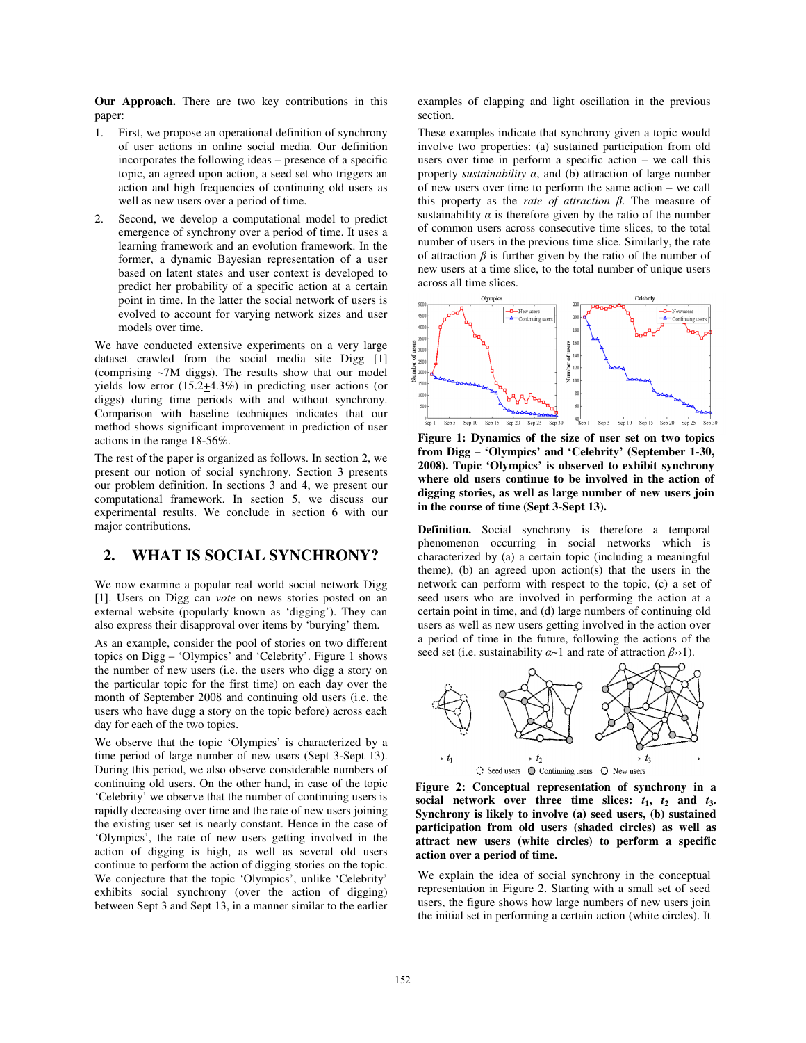**Our Approach.** There are two key contributions this paper:

1. First, we propose an operational definition of synchrony of user actions in online social media. Our definition incorporates the following ideas – presence of a specific topic, an agreed upon action, a seed set who triggers an action and high frequencies of continuing old users as well as new users over a period of time.
2. Second, we develop a computational model to predict emergence of synchrony over a period of time. It uses a learning framework and an evolution framework. In the former, a dynamic Bayesian representation of a user based on latent states and user context is developed to predict her probability of a specific action at a certain point in time. In the latter the social network of users is evolved to account for varying network sizes and user models over time.

We have conducted extensive experiments on a very large dataset crawled from the social media site Digg [1] (comprising ~7M diggs). The results show that our model yields low error (15.2±4.3%) in predicting user actions (or diggs) during time periods with and without synchrony. Comparison with baseline techniques indicates that our method shows significant improvement in prediction of user actions in the range 18-56%.

The rest of the paper is organized as follows. In section 2, we present our notion of social synchrony. Section 3 presents our problem definition. In sections 3 and 4, we present our computational framework. In section 5, we discuss our experimental results. We conclude in section 6 with our major contributions.

## 2. WHAT IS SOCIAL SYNCHRONY?

We now examine a popular real world social network Digg [1]. Users on Digg can *vote* on news stories posted on an external website (popularly known as 'digging'). They can also express their disapproval over items by 'burying' them.

As an example, consider the pool of stories on two different topics on Digg – 'Olympics' and 'Celebrity'. Figure 1 shows the number of new users (i.e. the users who digg a story on the particular topic for the first time) on each day over the month of September 2008 and continuing old users (i.e. the users who have dugg a story on the topic before) across each day for each of the two topics.

We observe that the topic 'Olympics' is characterized by a time period of large number of new users (Sept 3-Sept 13). During this period, we also observe considerable numbers of continuing old users. On the other hand, in case of the topic 'Celebrity' we observe that the number of continuing users is rapidly decreasing over time and the rate of new users joining the existing user set is nearly constant. Hence in the case of 'Olympics', the rate of new users getting involved in the action of digging is high, as well as several old users continue to perform the action of digging stories on the topic. We conjecture that the topic 'Olympics', unlike 'Celebrity' exhibits social synchrony (over the action of digging) between Sept 3 and Sept 13, in a manner similar to the earlier examples of clapping and light oscillation in the previous section.

These examples indicate that synchrony given a topic would involve two properties: (a) sustained participation from old users over time in perform a specific action – we call this property *sustainability* $\alpha$, and (b) attraction of large number of new users over time to perform the same action – we call this property as the *rate of attraction* $\beta$. The measure of sustainability $\alpha$ is therefore given by the ratio of the number of common users across consecutive time slices, to the total number of users in the previous time slice. Similarly, the rate of attraction $\beta$ is further given by the ratio of the number of new users at a time slice, to the total number of unique users across all time slices.

**Figure 1: Dynamics of the size of user set on two topics from Digg – 'Olympics' and 'Celebrity' (September 1-30, 2008). Topic 'Olympics' is observed to exhibit synchrony where old users continue to be involved in the action of digging stories, as well as large number of new users join in the course of time (Sept 3-Sept 13).**

**Definition.** Social synchrony is therefore a temporal phenomenon occurring in social networks which is characterized by (a) a certain topic (including a meaningful theme), (b) an agreed upon action(s) that the users in the network can perform with respect to the topic, (c) a set of seed users who are involved in performing the action at a certain point in time, and (d) large numbers of continuing old users as well as new users getting involved in the action over a period of time in the future, following the actions of the seed set (i.e. sustainability $\alpha$~1 and rate of attraction $\beta$››1).

**Figure 2: Conceptual representation of synchrony in a social network over three time slices: $t_1$, $t_2$ and $t_3$. Synchrony is likely to involve (a) seed users, (b) sustained participation from old users (shaded circles) as well as attract new users (white circles) to perform a specific action over a period of time.**

We explain the idea of social synchrony in the conceptual representation in Figure 2. Starting with a small set of seed users, the figure shows how large numbers of new users join the initial set in performing a certain action (white circles). It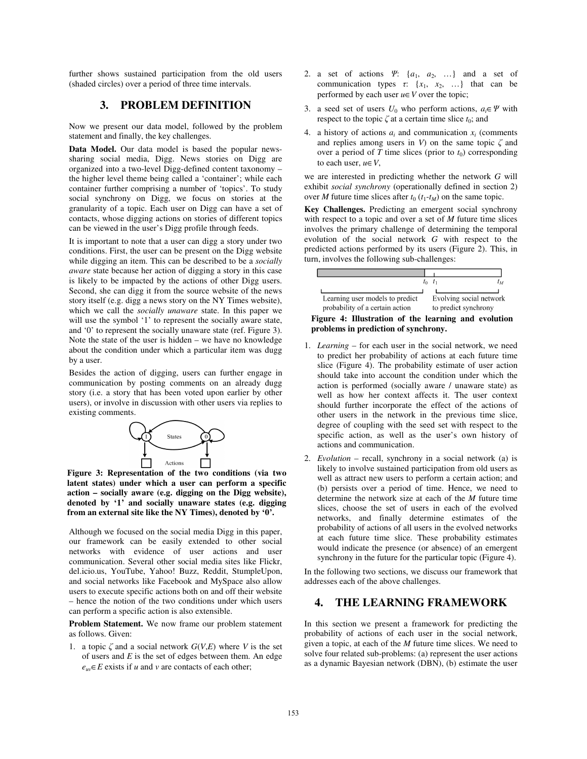further shows sustained participation from the old users (shaded circles) over a period of three time intervals.

## 3. PROBLEM DEFINITION

Now we present our data model, followed by the problem statement and finally, the key challenges.

**Data Model.** Our data model is based the popular news-sharing social media, Digg. News stories on Digg are organized into a two-level Digg-defined content taxonomy – the higher level theme being called a 'container'; while each container further comprising a number of 'topics'. To study social synchrony on Digg, we focus on stories at the granularity of a topic. Each user on Digg can have a set of contacts, whose digging actions on stories of different topics can be viewed in the user's Digg profile through feeds.

It is important to note that a user can digg a story under two conditions. First, the user can be present on the Digg website while digging an item. This can be described to be a *socially aware* state because her action of digging a story in this case is likely to be impacted by the actions of other Digg users. Second, she can digg it from the source website of the news story itself (e.g. digg a news story on the NY Times website), which we call the *socially unaware* state. In this paper we will use the symbol '1' to represent the socially aware state, and '0' to represent the socially unaware state (ref. Figure 3). Note the state of the user is hidden – we have no knowledge about the condition under which a particular item was dugg by a user.

Besides the action of digging, users can further engage in communication by posting comments on an already dugg story (i.e. a story that has been voted upon earlier by other users), or involve in discussion with other users via replies to existing comments.

**Figure 3: Representation of the two conditions (via two latent states) under which a user can perform a specific action – socially aware (e.g. digging on the Digg website), denoted by '1' and socially unaware states (e.g. digging from an external site like the NY Times), denoted by '0'.**

Although we focused on the social media Digg in this paper, our framework can be easily extended to other social networks with evidence of user actions and user communication. Several other social media sites like Flickr, del.icio.us, YouTube, Yahoo! Buzz, Reddit, StumpleUpon, and social networks like Facebook and MySpace also allow users to execute specific actions both on and off their website – hence the notion of the two conditions under which users can perform a specific action is also extensible.

**Problem Statement.** We now frame our problem statement as follows. Given:

1. a topic $\zeta$ and a social network $G(V,E)$ where $V$ is the set of users and $E$ is the set of edges between them. An edge $e_{uv} \in E$ exists if $u$ and $v$ are contacts of each other;
2. a set of actions $\Psi$: $\{a_1, a_2, \ldots\}$ and a set of communication types $\tau$: $\{x_1, x_2, \ldots\}$ that can be performed by each user $u \in V$ over the topic;
3. a seed set of users $U_0$ who perform actions, $a_i \in \Psi$ with respect to the topic $\zeta$ at a certain time slice $t_0$; and
4. a history of actions $a_i$ and communication $x_i$ (comments and replies among users in $V$) on the same topic $\zeta$ and over a period of $T$ time slices (prior to $t_0$) corresponding to each user, $u \in V$,

we are interested in predicting whether the network $G$ will exhibit *social synchrony* (operationally defined in section 2) over $M$ future time slices after $t_0$ ($t_1$-$t_M$) on the same topic.

**Key Challenges.** Predicting an emergent social synchrony with respect to a topic and over a set of $M$ future time slices involves the primary challenge of determining the temporal evolution of the social network $G$ with respect to the predicted actions performed by its users (Figure 2). This, in turn, involves the following sub-challenges:

**Figure 4: Illustration of the learning and evolution problems in prediction of synchrony.**

1. *Learning* – for each user in the social network, we need to predict her probability of actions at each future time slice (Figure 4). The probability estimate of user action should take into account the condition under which the action is performed (socially aware / unaware state) as well as how her context affects it. The user context should further incorporate the effect of the actions of other users in the network in the previous time slice, degree of coupling with the seed set with respect to the specific action, as well as the user's own history of actions and communication.
2. *Evolution* – recall, synchrony in a social network (a) is likely to involve sustained participation from old users as well as attract new users to perform a certain action; and (b) persists over a period of time. Hence, we need to determine the network size at each of the $M$ future time slices, choose the set of users in each of the evolved networks, and finally determine estimates of the probability of actions of all users in the evolved networks at each future time slice. These probability estimates would indicate the presence (or absence) of an emergent synchrony in the future for the particular topic (Figure 4).

In the following two sections, we discuss our framework that addresses each of the above challenges.

## 4. THE LEARNING FRAMEWORK

In this section we present a framework for predicting the probability of actions of each user in the social network, given a topic, at each of the $M$ future time slices. We need to solve four related sub-problems: (a) represent the user actions as a dynamic Bayesian network (DBN), (b) estimate the user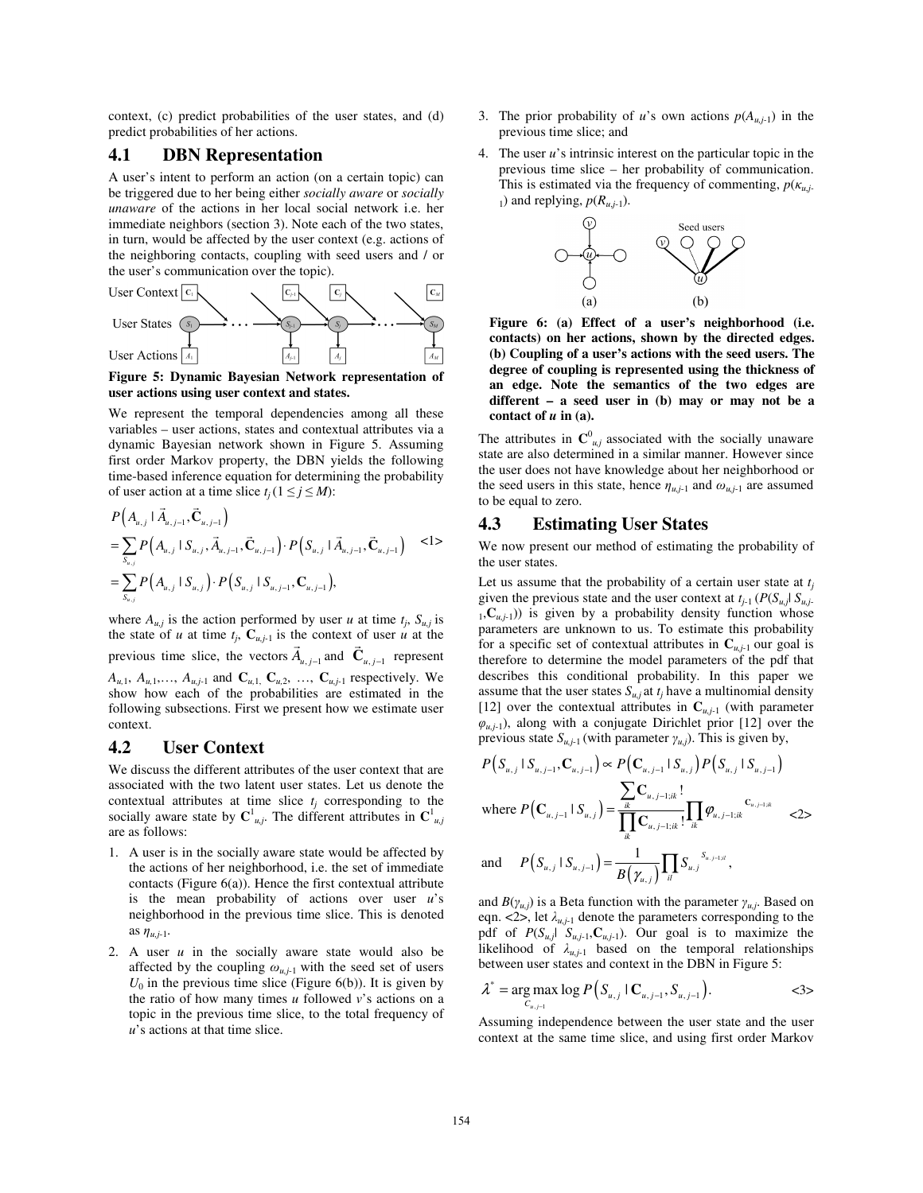context, (c) predict probabilities of the user states, and (d) predict probabilities of her actions.

## 4.1 DBN Representation

A user's intent to perform an action (on a certain topic) can be triggered due to her being either *socially aware* or *socially unaware* of the actions in her local social network i.e. her immediate neighbors (section 3). Note each of the two states, in turn, would be affected by the user context (e.g. actions of the neighboring contacts, coupling with seed users and / or the user's communication over the topic).

**Figure 5: Dynamic Bayesian Network representation of user actions using user context and states.**

We represent the temporal dependencies among all these variables – user actions, states and contextual attributes via a dynamic Bayesian network shown in Figure 5. Assuming first order Markov property, the DBN yields the following time-based inference equation for determining the probability of user action at a time slice $t_j$ ($1 \le j \le M$):

$$
\begin{aligned}
&P\left(A_{u,j} \mid \vec{A}_{u,j-1}, \vec{\mathbf{C}}_{u,j-1}\right) \\
&= \sum_{S_{u,j}} P\left(A_{u,j} \mid S_{u,j}, \vec{A}_{u,j-1}, \vec{\mathbf{C}}_{u,j-1}\right) \cdot P\left(S_{u,j} \mid \vec{A}_{u,j-1}, \vec{\mathbf{C}}_{u,j-1}\right) \quad \text{<1>} \\
&= \sum_{S_{u,j}} P\left(A_{u,j} \mid S_{u,j}\right) \cdot P\left(S_{u,j} \mid S_{u,j-1}, \mathbf{C}_{u,j-1}\right),
\end{aligned}
$$

where $A_{u,j}$ is the action performed by user $u$ at time $t_j$, $S_{u,j}$ is the state of $u$ at time $t_j$, $\mathbf{C}_{u,j-1}$ is the context of user $u$ at the previous time slice, the vectors $\vec{A}_{u,j-1}$ and $\vec{\mathbf{C}}_{u,j-1}$ represent $A_{u,1}$, $A_{u,1}$,…, $A_{u,j-1}$ and $\mathbf{C}_{u,1}$, $\mathbf{C}_{u,2}$, …, $\mathbf{C}_{u,j-1}$ respectively. We show how each of the probabilities are estimated in the following subsections. First we present how we estimate user context.

## 4.2 User Context

We discuss the different attributes of the user context that are associated with the two latent user states. Let us denote the contextual attributes at time slice $t_j$ corresponding to the socially aware state by $\mathbf{C}^1_{u,j}$. The different attributes in $\mathbf{C}^1_{u,j}$ are as follows:

1. A user is in the socially aware state would be affected by the actions of her neighborhood, i.e. the set of immediate contacts (Figure 6(a)). Hence the first contextual attribute is the mean probability of actions over user $u$'s neighborhood in the previous time slice. This is denoted as $\eta_{u,j-1}$.
2. A user $u$ in the socially aware state would also be affected by the coupling $\omega_{u,j-1}$ with the seed set of users $U_0$ in the previous time slice (Figure 6(b)). It is given by the ratio of how many times $u$ followed $v$'s actions on a topic in the previous time slice, to the total frequency of $u$'s actions at that time slice.
3. The prior probability of $u$'s own actions $p(A_{u,j-1})$ in the previous time slice; and
4. The user $u$'s intrinsic interest on the particular topic in the previous time slice – her probability of communication. This is estimated via the frequency of commenting, $p(\kappa_{u,j-1})$ and replying, $p(R_{u,j-1})$.

**Figure 6: (a) Effect of a user's neighborhood (i.e. contacts) on her actions, shown by the directed edges. (b) Coupling of a user's actions with the seed users. The degree of coupling is represented using the thickness of an edge. Note the semantics of the two edges are different – a seed user in (b) may or may not be a contact of $u$ in (a).**

The attributes in $\mathbf{C}^0_{u,j}$ associated with the socially unaware state are also determined in a similar manner. However since the user does not have knowledge about her neighborhood or the seed users in this state, hence $\eta_{u,j-1}$ and $\omega_{u,j-1}$ are assumed to be equal to zero.

## 4.3 Estimating User States

We now present our method of estimating the probability of the user states.

Let us assume that the probability of a certain user state at $t_j$ given the previous state and the user context at $t_{j-1}$ ($P(S_{u,j}| S_{u,j-1},\mathbf{C}_{u,j-1})$) is given by a probability density function whose parameters are unknown to us. To estimate this probability for a specific set of contextual attributes in $\mathbf{C}_{u,j-1}$ our goal is therefore to determine the model parameters of the pdf that describes this conditional probability. In this paper we assume that the user states $S_{u,j}$ at $t_j$ have a multinomial density [12] over the contextual attributes in $\mathbf{C}_{u,j-1}$ (with parameter $\varphi_{u,j-1}$), along with a conjugate Dirichlet prior [12] over the previous state $S_{u,j-1}$ (with parameter $\gamma_{u,j}$). This is given by,

$$
\begin{aligned}
&P\left(S_{u,j} \mid S_{u,j-1}, \mathbf{C}_{u,j-1}\right) \propto P\left(\mathbf{C}_{u,j-1} \mid S_{u,j}\right) P\left(S_{u,j} \mid S_{u,j-1}\right) \\
&\text{where } P\left(\mathbf{C}_{u,j-1} \mid S_{u,j}\right) = \frac{\sum_{ik} \mathbf{C}_{u,j-1;ik}!}{\prod_{ik} \mathbf{C}_{u,j-1;ik}!} \prod_{ik} \varphi_{u,j-1;ik}^{\mathbf{C}_{u,j-1;ik}} \quad \text{<2>} \\
&\text{and} \quad P\left(S_{u,j} \mid S_{u,j-1}\right) = \frac{1}{B\left(\gamma_{u,j}\right)} \prod_{il} S_{u,j}^{S_{u,j-1;il}},
\end{aligned}
$$

and $B(\gamma_{u,j})$ is a Beta function with the parameter $\gamma_{u,j}$. Based on eqn. <2>, let $\lambda_{u,j-1}$ denote the parameters corresponding to the pdf of $P(S_{u,j}| S_{u,j-1},\mathbf{C}_{u,j-1})$. Our goal is to maximize the likelihood of $\lambda_{u,j-1}$ based on the temporal relationships between user states and context in the DBN in Figure 5:

$$
\lambda^* = \arg\max_{C_{u,j-1}} \log P\left(S_{u,j} \mid \mathbf{C}_{u,j-1}, S_{u,j-1}\right). \quad \text{<3>}
$$

Assuming independence between the user state and the user context at the same time slice, and using first order Markov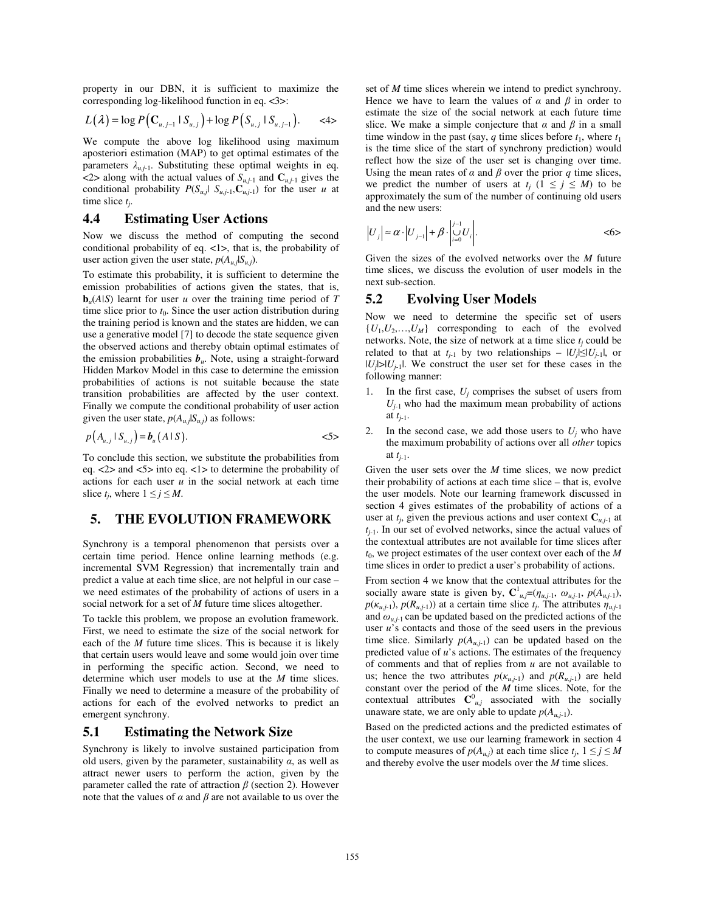property in our DBN, it is sufficient to maximize the corresponding log-likelihood function in eq. <3>:

$$L(\lambda) = \log P\left(\mathbf{C}_{u,j-1} \mid S_{u,j}\right) + \log P\left(S_{u,j} \mid S_{u,j-1}\right). \qquad <4>$$

We compute the above log likelihood using maximum aposteriori estimation (MAP) to get optimal estimates of the parameters $\lambda_{u,j-1}$. Substituting these optimal weights in eq. <2> along with the actual values of $S_{u,j-1}$ and $\mathbf{C}_{u,j-1}$ gives the conditional probability $P(S_{u,j} | S_{u,j-1}, \mathbf{C}_{u,j-1})$ for the user $u$ at time slice $t_j$.

### 4.4 Estimating User Actions

Now we discuss the method of computing the second conditional probability of eq. <1>, that is, the probability of user action given the user state, $p(A_{u,j}|S_{u,j})$.

To estimate this probability, it is sufficient to determine the emission probabilities of actions given the states, that is, $\mathbf{b}_u(A|S)$ learnt for user $u$ over the training time period of $T$ time slice prior to $t_0$. Since the user action distribution during the training period is known and the states are hidden, we can use a generative model [7] to decode the state sequence given the observed actions and thereby obtain optimal estimates of the emission probabilities $\boldsymbol{b}_u$. Note, using a straight-forward Hidden Markov Model in this case to determine the emission probabilities of actions is not suitable because the state transition probabilities are affected by the user context. Finally we compute the conditional probability of user action given the user state, $p(A_{u,j}|S_{u,j})$ as follows:

$$p\left(A_{u,j} \mid S_{u,j}\right) = \boldsymbol{b}_u\left(A \mid S\right). \qquad <5>$$

To conclude this section, we substitute the probabilities from eq. <2> and <5> into eq. <1> to determine the probability of actions for each user $u$ in the social network at each time slice $t_j$, where $1 \leq j \leq M$.

## 5. THE EVOLUTION FRAMEWORK

Synchrony is a temporal phenomenon that persists over a certain time period. Hence online learning methods (e.g. incremental SVM Regression) that incrementally train and predict a value at each time slice, are not helpful in our case – we need estimates of the probability of actions of users in a social network for a set of $M$ future time slices altogether.

To tackle this problem, we propose an evolution framework. First, we need to estimate the size of the social network for each of the $M$ future time slices. This is because it is likely that certain users would leave and some would join over time in performing the specific action. Second, we need to determine which user models to use at the $M$ time slices. Finally we need to determine a measure of the probability of actions for each of the evolved networks to predict an emergent synchrony.

### 5.1 Estimating the Network Size

Synchrony is likely to involve sustained participation from old users, given by the parameter, sustainability $\alpha$, as well as attract newer users to perform the action, given by the parameter called the rate of attraction $\beta$ (section 2). However note that the values of $\alpha$ and $\beta$ are not available to us over the set of $M$ time slices wherein we intend to predict synchrony. Hence we have to learn the values of $\alpha$ and $\beta$ in order to estimate the size of the social network at each future time slice. We make a simple conjecture that $\alpha$ and $\beta$ in a small time window in the past (say, $q$ time slices before $t_1$, where $t_1$ is the time slice of the start of synchrony prediction) would reflect how the size of the user set is changing over time. Using the mean rates of $\alpha$ and $\beta$ over the prior $q$ time slices, we predict the number of users at $t_j$ ($1 \leq j \leq M$) to be approximately the sum of the number of continuing old users and the new users:

$$\left|U_j\right| \approx \alpha \cdot \left|U_{j-1}\right| + \beta \cdot \left|\bigcup_{i=0}^{j-1} U_i\right|. \qquad <6>$$

Given the sizes of the evolved networks over the $M$ future time slices, we discuss the evolution of user models in the next sub-section.

### 5.2 Evolving User Models

Now we need to determine the specific set of users $\{U_1, U_2, \ldots, U_M\}$ corresponding to each of the evolved networks. Note, the size of network at a time slice $t_j$ could be related to that at $t_{j-1}$ by two relationships – $|U_j| \leq |U_{j-1}|$, or $|U_j| > |U_{j-1}|$. We construct the user set for these cases in the following manner:

1. In the first case, $U_j$ comprises the subset of users from $U_{j-1}$ who had the maximum mean probability of actions at $t_{j-1}$.
2. In the second case, we add those users to $U_j$ who have the maximum probability of actions over all *other* topics at $t_{j-1}$.

Given the user sets over the $M$ time slices, we now predict their probability of actions at each time slice – that is, evolve the user models. Note our learning framework discussed in section 4 gives estimates of the probability of actions of a user at $t_j$, given the previous actions and user context $\mathbf{C}_{u,j-1}$ at $t_{j-1}$. In our set of evolved networks, since the actual values of the contextual attributes are not available for time slices after $t_0$, we project estimates of the user context over each of the $M$ time slices in order to predict a user's probability of actions.

From section 4 we know that the contextual attributes for the socially aware state is given by, $\mathbf{C}^1_{u,j} = (\eta_{u,j-1}, \omega_{u,j-1}, p(A_{u,j-1}), p(\kappa_{u,j-1}), p(R_{u,j-1}))$ at a certain time slice $t_j$. The attributes $\eta_{u,j-1}$ and $\omega_{u,j-1}$ can be updated based on the predicted actions of the user $u$'s contacts and those of the seed users in the previous time slice. Similarly $p(A_{u,j-1})$ can be updated based on the predicted value of $u$'s actions. The estimates of the frequency of comments and that of replies from $u$ are not available to us; hence the two attributes $p(\kappa_{u,j-1})$ and $p(R_{u,j-1})$ are held constant over the period of the $M$ time slices. Note, for the contextual attributes $\mathbf{C}^0_{u,j}$ associated with the socially unaware state, we are only able to update $p(A_{u,j-1})$.

Based on the predicted actions and the predicted estimates of the user context, we use our learning framework in section 4 to compute measures of $p(A_{u,j})$ at each time slice $t_j$, $1 \leq j \leq M$ and thereby evolve the user models over the $M$ time slices.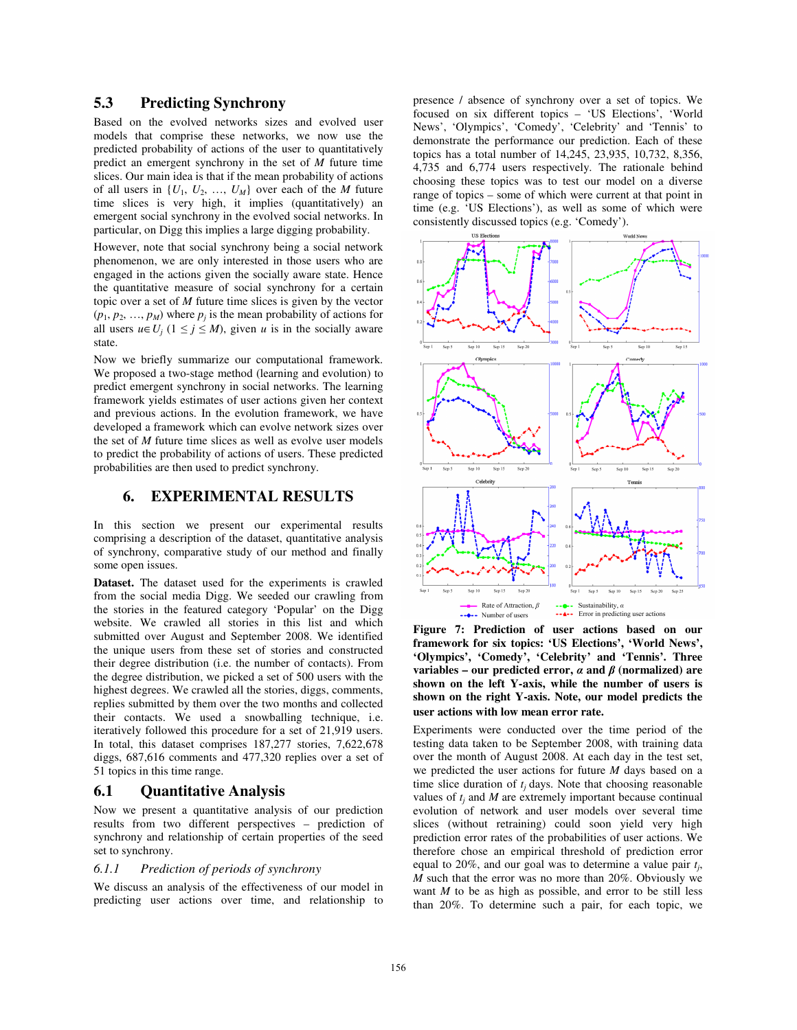### 5.3 Predicting Synchrony

Based on the evolved networks sizes and evolved user models that comprise these networks, we now use the predicted probability of actions of the user to quantitatively predict an emergent synchrony in the set of $M$ future time slices. Our main idea is that if the mean probability of actions of all users in $\{U_1, U_2, \ldots, U_M\}$ over each of the $M$ future time slices is very high, it implies (quantitatively) an emergent social synchrony in the evolved social networks. In particular, on Digg this implies a large digging probability.

However, note that social synchrony being a social network phenomenon, we are only interested in those users who are engaged in the actions given the socially aware state. Hence the quantitative measure of social synchrony for a certain topic over a set of $M$ future time slices is given by the vector $(p_1, p_2, \ldots, p_M)$ where $p_j$ is the mean probability of actions for all users $u \in U_j$ $(1 \leq j \leq M)$, given $u$ is in the socially aware state.

Now we briefly summarize our computational framework. We proposed a two-stage method (learning and evolution) to predict emergent synchrony in social networks. The learning framework yields estimates of user actions given her context and previous actions. In the evolution framework, we have developed a framework which can evolve network sizes over the set of $M$ future time slices as well as evolve user models to predict the probability of actions of users. These predicted probabilities are then used to predict synchrony.

## 6. EXPERIMENTAL RESULTS

In this section we present our experimental results comprising a description of the dataset, quantitative analysis of synchrony, comparative study of our method and finally some open issues.

**Dataset.** The dataset used for the experiments is crawled from the social media Digg. We seeded our crawling from the stories in the featured category 'Popular' on the Digg website. We crawled all stories in this list and which submitted over August and September 2008. We identified the unique users from these set of stories and constructed their degree distribution (i.e. the number of contacts). From the degree distribution, we picked a set of 500 users with the highest degrees. We crawled all the stories, diggs, comments, replies submitted by them over the two months and collected their contacts. We used a snowballing technique, i.e. iteratively followed this procedure for a set of 21,919 users. In total, this dataset comprises 187,277 stories, 7,622,678 diggs, 687,616 comments and 477,320 replies over a set of 51 topics in this time range.

### 6.1 Quantitative Analysis

Now we present a quantitative analysis of our prediction results from two different perspectives – prediction of synchrony and relationship of certain properties of the seed set to synchrony.

#### *6.1.1 Prediction of periods of synchrony*

We discuss an analysis of the effectiveness of our model in predicting user actions over time, and relationship to presence / absence of synchrony over a set of topics. We focused on six different topics – 'US Elections', 'World News', 'Olympics', 'Comedy', 'Celebrity' and 'Tennis' to demonstrate the performance our prediction. Each of these topics has a total number of 14,245, 23,935, 10,732, 8,356, 4,735 and 6,774 users respectively. The rationale behind choosing these topics was to test our model on a diverse range of topics – some of which were current at that point in time (e.g. 'US Elections'), as well as some of which were consistently discussed topics (e.g. 'Comedy').

**Figure 7: Prediction of user actions based on our framework for six topics: 'US Elections', 'World News', 'Olympics', 'Comedy', 'Celebrity' and 'Tennis'. Three variables – our predicted error, $\alpha$ and $\beta$ (normalized) are shown on the left Y-axis, while the number of users is shown on the right Y-axis. Note, our model predicts the user actions with low mean error rate.**

Experiments were conducted over the time period of the testing data taken to be September 2008, with training data over the month of August 2008. In the test set, we predicted the user actions for future $M$ days based on a time slice duration of $t_j$ days. Note that choosing reasonable values of $t_j$ and $M$ are extremely important because continual evolution of network and user models over several time slices (without retraining) could soon yield very high prediction error rates of the probabilities of user actions. We therefore chose an empirical threshold of prediction error equal to 20%, and our goal was to determine a value pair $t_j$, $M$ such that the error was no more than 20%. Obviously we want $M$ to be as high as possible, and error to be still less than 20%. To determine such a pair, for each topic, we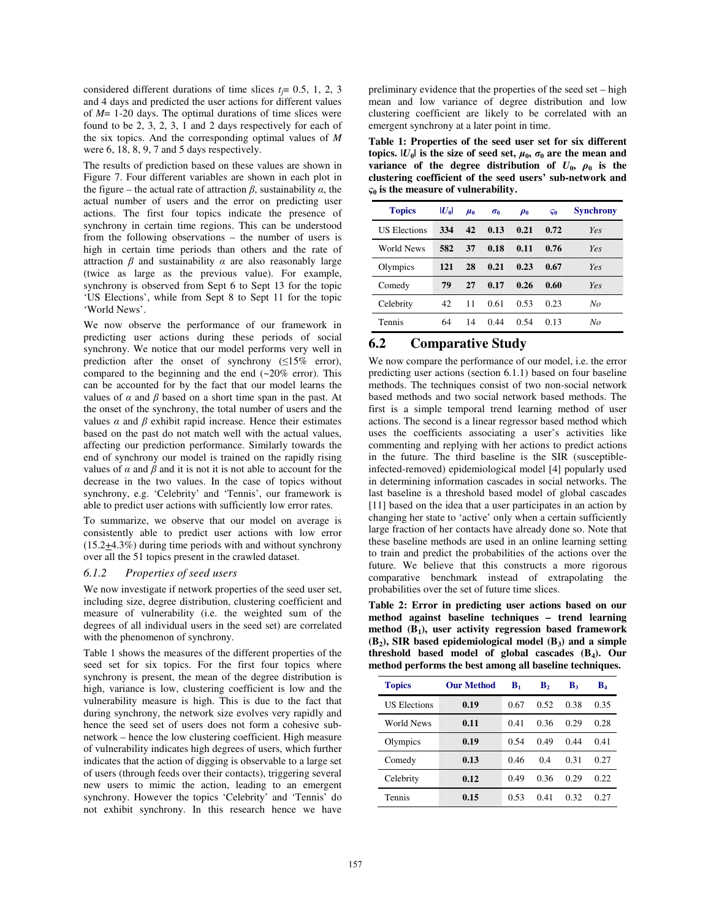considered different durations of time slices $t_j$= 0.5, 1, 2, 3 and 4 days and predicted the user actions for different values of $M$= 1-20 days. The optimal durations of time slices were found to be 2, 3, 2, 3, 1 and 2 days respectively for each of the six topics. And the corresponding optimal values of $M$ were 6, 18, 8, 9, 7 and 5 days respectively.

The results of prediction based on these values are shown in Figure 7. Four different variables are shown in each plot in the figure – the actual rate of attraction $\beta$, sustainability $\alpha$, the actual number of users and the error on predicting user actions. The first four topics indicate the presence of synchrony in certain time regions. This can be understood from the following observations – the number of users is high in certain time periods than others and the rate of attraction $\beta$ and sustainability $\alpha$ are also reasonably large (twice as large as the previous value). For example, synchrony is observed from Sept 6 to Sept 13 for the topic 'US Elections', while from Sept 8 to Sept 11 for the topic 'World News'.

We now observe the performance of our framework in predicting user actions during these periods of social synchrony. We notice that our model performs very well in prediction after the onset of synchrony (≤15% error), compared to the beginning and the end (~20% error). This can be accounted for by the fact that our model learns the values of $\alpha$ and $\beta$ based on a short time span in the past. At the onset of the synchrony, the total number of users and the values $\alpha$ and $\beta$ exhibit rapid increase. Hence their estimates based on the past do not match well with the actual values, affecting our prediction performance. Similarly towards the end of synchrony our model is trained on the rapidly rising values of $\alpha$ and $\beta$ and it is not it is not able to account for the decrease in the two values. In the case of topics without synchrony, e.g. 'Celebrity' and 'Tennis', our framework is able to predict user actions with sufficiently low error rates.

To summarize, we observe that our model on average is consistently able to predict user actions with low error (15.2±4.3%) during time periods with and without synchrony over all the 51 topics present in the crawled dataset.

### 6.1.2 *Properties of seed users*

We now investigate if network properties of the seed user set, including size, degree distribution, clustering coefficient and measure of vulnerability (i.e. the weighted sum of the degrees of all individual users in the seed set) are correlated with the phenomenon of synchrony.

Table 1 shows the measures of the different properties of the seed set for six topics. For the first four topics where synchrony is present, the mean of the degree distribution is high, variance is low, clustering coefficient is low and the vulnerability measure is high. This is due to the fact that during synchrony, the network size evolves very rapidly and hence the seed set of users does not form a cohesive sub-network – hence the low clustering coefficient. High measure of vulnerability indicates high degrees of users, which further indicates that the action of digging is observable to a large set of users (through feeds over their contacts), triggering several new users to mimic the action, leading to an emergent synchrony. However the topics 'Celebrity' and 'Tennis' do not exhibit synchrony. In this research hence we have preliminary evidence that the properties of the seed set – high mean and low variance of degree distribution and low clustering coefficient are likely to be correlated with an emergent synchrony at a later point in time.

**Table 1: Properties of the seed user set for six different topics. $|U_0|$ is the size of seed set, $\mu_0$, $\sigma_0$ are the mean and variance of the degree distribution of $U_0$, $\rho_0$ is the clustering coefficient of the seed users' sub-network and $\varsigma_0$ is the measure of vulnerability.**

| Topics | $\|U_0\|$ | $\mu_0$ | $\sigma_0$ | $\rho_0$ | $\varsigma_0$ | Synchrony |
|---|---|---|---|---|---|---|
| US Elections | **334** | **42** | **0.13** | **0.21** | **0.72** | *Yes* |
| World News | **582** | **37** | **0.18** | **0.11** | **0.76** | *Yes* |
| Olympics | **121** | **28** | **0.21** | **0.23** | **0.67** | *Yes* |
| Comedy | **79** | **27** | **0.17** | **0.26** | **0.60** | *Yes* |
| Celebrity | 42 | 11 | 0.61 | 0.53 | 0.23 | *No* |
| Tennis | 64 | 14 | 0.44 | 0.54 | 0.13 | *No* |

## 6.2 Comparative Study

We now compare the performance of our model, i.e. the error predicting user actions (section 6.1.1) based on four baseline methods. The techniques consist of two non-social network based methods and two social network based methods. The first is a simple temporal trend learning method of user actions. The second is a linear regressor based method which uses the coefficients associating a user's activities like commenting and replying with her actions to predict actions in the future. The third baseline is the SIR (susceptible-infected-removed) epidemiological model [4] popularly used in determining information cascades in social networks. The last baseline is a threshold based model of global cascades [11] based on the idea that a user participates in an action by changing her state to 'active' only when a certain sufficiently large fraction of her contacts have already done so. Note that these baseline methods are used in an online learning setting to train and predict the probabilities of the actions over the future. We believe that this constructs a more rigorous comparative benchmark instead of extrapolating the probabilities over the set of future time slices.

**Table 2: Error in predicting user actions based on our method against baseline techniques – trend learning method ($B_1$), user activity regression based framework ($B_2$), SIR based epidemiological model ($B_3$) and a simple threshold based model of global cascades ($B_4$). Our method performs the best among all baseline techniques.**

| Topics | Our Method | $B_1$ | $B_2$ | $B_3$ | $B_4$ |
|---|---|---|---|---|---|
| US Elections | **0.19** | 0.67 | 0.52 | 0.38 | 0.35 |
| World News | **0.11** | 0.41 | 0.36 | 0.29 | 0.28 |
| Olympics | **0.19** | 0.54 | 0.49 | 0.44 | 0.41 |
| Comedy | **0.13** | 0.46 | 0.4 | 0.31 | 0.27 |
| Celebrity | **0.12** | 0.49 | 0.36 | 0.29 | 0.22 |
| Tennis | **0.15** | 0.53 | 0.41 | 0.32 | 0.27 |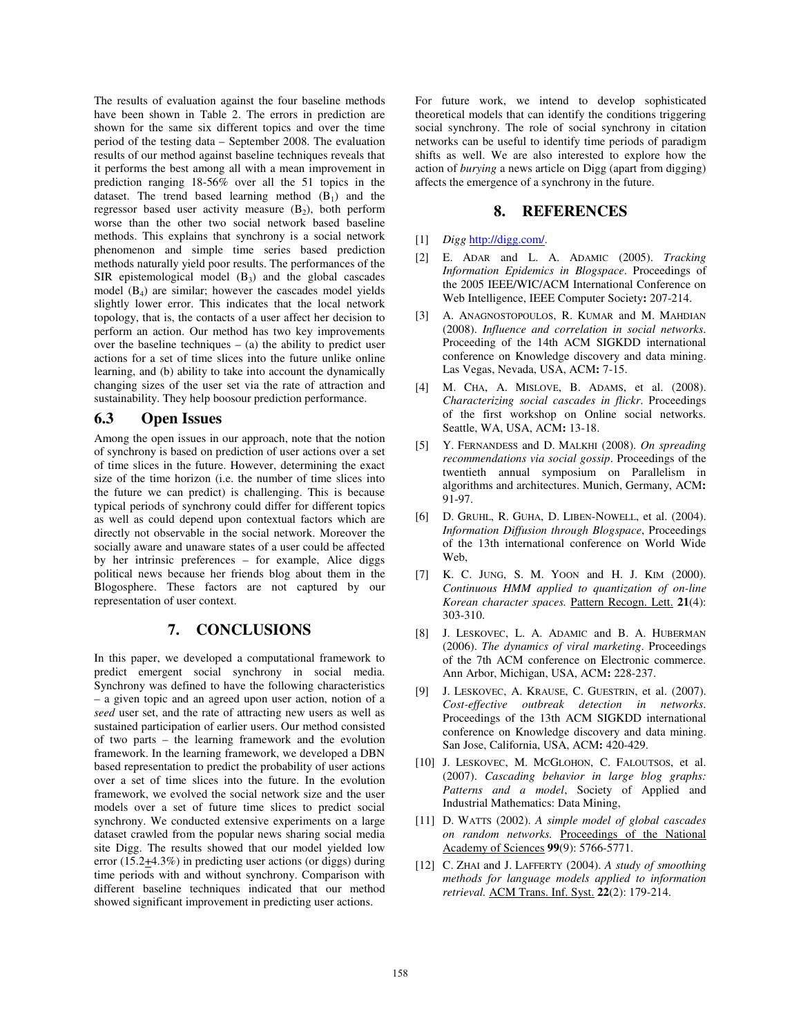The results of evaluation against the four baseline methods have been shown in Table 2. The errors in prediction are shown for the same six different topics and over the time period of the testing data – September 2008. The evaluation results of our method against baseline techniques reveals that it performs the best among all with a mean improvement in prediction ranging 18-56% over all the 51 topics in the dataset. The trend based learning method ($B_1$) and the regressor based user activity measure ($B_2$), both perform worse than the other two social network based baseline methods. This explains that synchrony is a social network phenomenon and simple time series based prediction methods naturally yield poor results. The performances of the SIR epistemological model ($B_3$) and the global cascades model ($B_4$) are similar; however the cascades model yields slightly lower error. This indicates that the local network topology, that is, the contacts of a user affect her decision to perform an action. Our method has two key improvements over the baseline techniques – (a) the ability to predict user actions for a set of time slices into the future unlike online learning, and (b) ability to take into account the dynamically changing sizes of the user set via the rate of attraction and sustainability. They help boosour prediction performance.

### 6.3 Open Issues

Among the open issues in our approach, note that the notion of synchrony is based on prediction of user actions over a set of time slices in the future. However, determining the exact size of the time horizon (i.e. the number of time slices into the future we can predict) is challenging. This is because typical periods of synchrony could differ for different topics as well as could depend upon contextual factors which are directly not observable in the social network. Moreover the socially aware and unaware states of a user could be affected by her intrinsic preferences – for example, Alice diggs political news because her friends blog about them in the Blogosphere. These factors are not captured by our representation of user context.

## 7. CONCLUSIONS

In this paper, we developed a computational framework to predict emergent social synchrony in social media. Synchrony was defined to have the following characteristics – a given topic and an agreed upon user action, notion of a *seed* user set, and the rate of attracting new users as well as sustained participation of earlier users. Our method consisted of two parts – the learning framework and the evolution framework. In the learning framework, we developed a DBN based representation to predict the probability of user actions over a set of time slices into the future. In the evolution framework, we evolved the social network size and the user models over a set of future time slices to predict social synchrony. We conducted extensive experiments on a large dataset crawled from the popular news sharing social media site Digg. The results showed that our model yielded low error (15.2±4.3%) in predicting user actions (or diggs) during time periods with and without synchrony. Comparison with different baseline techniques indicated that our method showed significant improvement in predicting user actions.

For future work, we intend to develop sophisticated theoretical models that can identify the conditions triggering social synchrony. The role of social synchrony in citation networks can be useful to identify time periods of paradigm shifts as well. We are also interested to explore how the action of *burying* a news article on Digg (apart from digging) affects the emergence of a synchrony in the future.

## 8. REFERENCES

[1] *Digg* http://digg.com/.

[2] E. ADAR and L. A. ADAMIC (2005). *Tracking Information Epidemics in Blogspace*. Proceedings of the 2005 IEEE/WIC/ACM International Conference on Web Intelligence, IEEE Computer Society**:** 207-214.

[3] A. ANAGNOSTOPOULOS, R. KUMAR and M. MAHDIAN (2008). *Influence and correlation in social networks*. Proceeding of the 14th ACM SIGKDD international conference on Knowledge discovery and data mining. Las Vegas, Nevada, USA, ACM**:** 7-15.

[4] M. CHA, A. MISLOVE, B. ADAMS, et al. (2008). *Characterizing social cascades in flickr*. Proceedings of the first workshop on Online social networks. Seattle, WA, USA, ACM**:** 13-18.

[5] Y. FERNANDESS and D. MALKHI (2008). *On spreading recommendations via social gossip*. Proceedings of the twentieth annual symposium on Parallelism in algorithms and architectures. Munich, Germany, ACM**:** 91-97.

[6] D. GRUHL, R. GUHA, D. LIBEN-NOWELL, et al. (2004). *Information Diffusion through Blogspace*, Proceedings of the 13th international conference on World Wide Web,

[7] K. C. JUNG, S. M. YOON and H. J. KIM (2000). *Continuous HMM applied to quantization of on-line Korean character spaces.* Pattern Recogn. Lett. **21**(4): 303-310.

[8] J. LESKOVEC, L. A. ADAMIC and B. A. HUBERMAN (2006). *The dynamics of viral marketing*. Proceedings of the 7th ACM conference on Electronic commerce. Ann Arbor, Michigan, USA, ACM**:** 228-237.

[9] J. LESKOVEC, A. KRAUSE, C. GUESTRIN, et al. (2007). *Cost-effective outbreak detection in networks*. Proceedings of the 13th ACM SIGKDD international conference on Knowledge discovery and data mining. San Jose, California, USA, ACM**:** 420-429.

[10] J. LESKOVEC, M. MCGLOHON, C. FALOUTSOS, et al. (2007). *Cascading behavior in large blog graphs: Patterns and a model*, Society of Applied and Industrial Mathematics: Data Mining,

[11] D. WATTS (2002). *A simple model of global cascades on random networks.* Proceedings of the National Academy of Sciences **99**(9): 5766-5771.

[12] C. ZHAI and J. LAFFERTY (2004). *A study of smoothing methods for language models applied to information retrieval.* ACM Trans. Inf. Syst. **22**(2): 179-214.